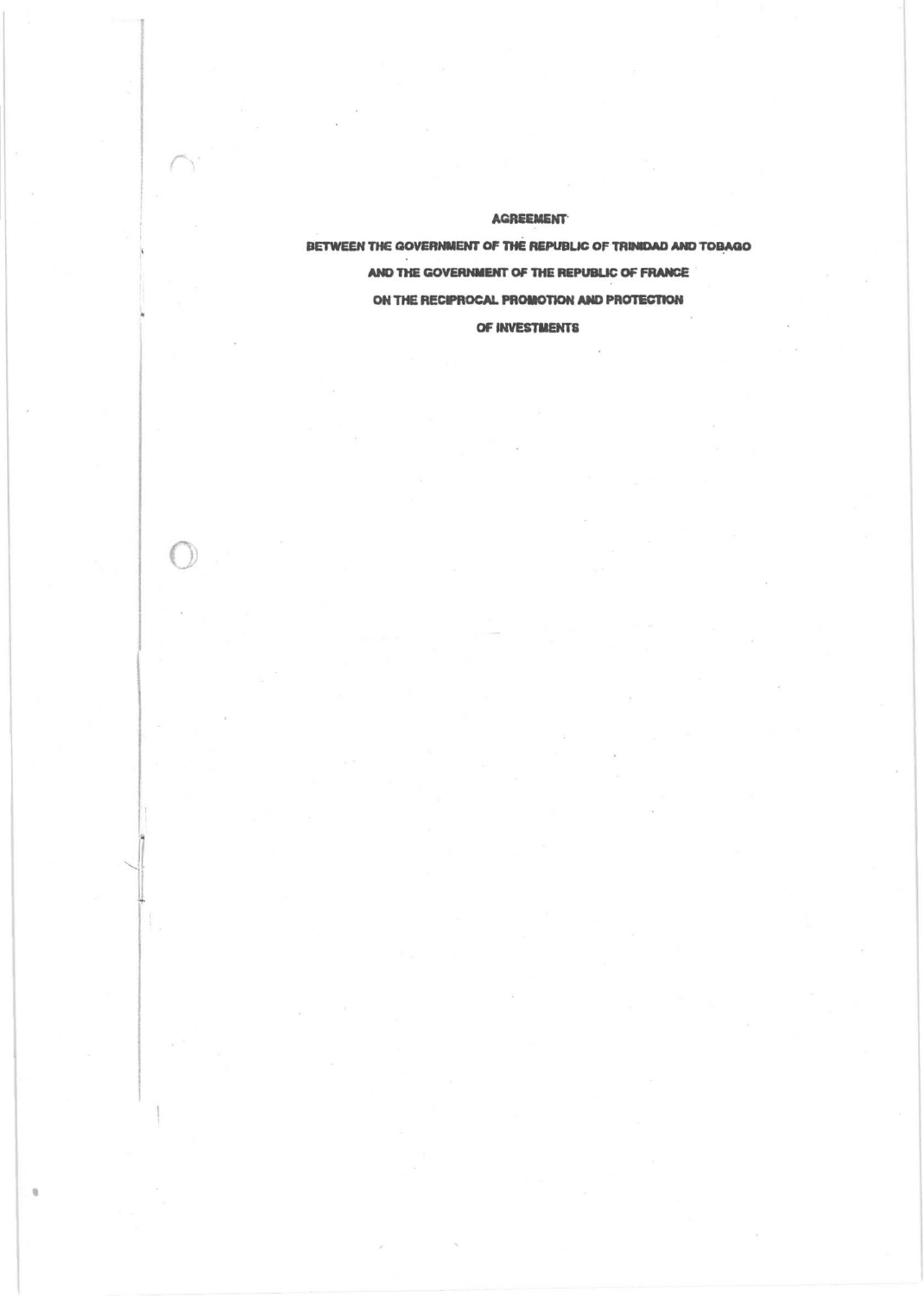# AGREEMENT

# BETWEEN THE GOVERNMENT OF THE REPUBLIC OF TRINIDAD AND TOBAGO

# AND THE GOVERNMENT OF THE REPUBLIC OF FRANCE

# ON THE RECIPROCAL PROMOTION AND PROTECTION

# OF INVESTMENTS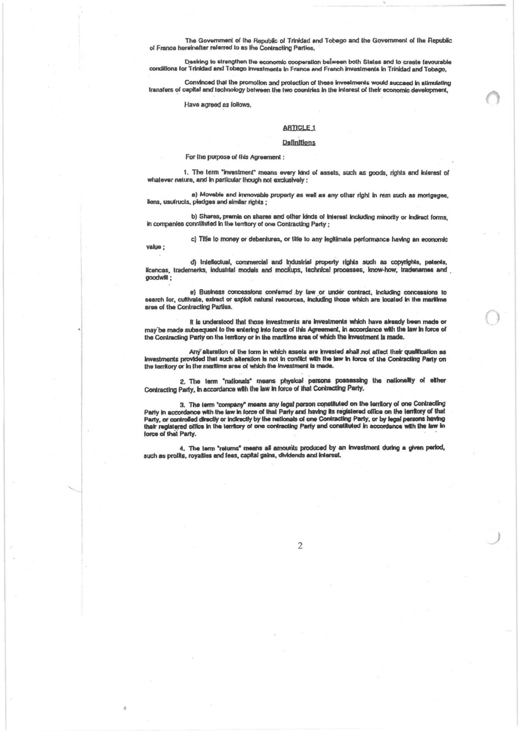The Government of the Republic of Trinidad and Tobago and the Government of the Republic of France hereinafter referred to as the Contracting Parties,

Desiring to strengthen the economic cooperation between both States and to create favourable conditions for Trinidad and Tobago investments in France and French investments in Trinidad and Tobago,

Convinced that the promotion and protection of these investments would succeed in stimulating transfers of capital and technology between the two countries in the interest of their economic development,

Have agreed as follows.

## ARTICLE 1

### Definitions

For the purpose of this Agreement :

1. The term "investment" means every kind of assets, such as goods, rights and interest of whatever nature, and in particular though not exclusively :

a) Movable and immovable property as well as any other right in rem such as mortgages, liens, usufructs, pledges and similar rights ;

b) Shares, premia on shares and other kinds of interest including minority or indirect forms, in companies constituted in the territory of one Contracting Party ;

c) Title to money or debentures, or title to any legitimate performance having an economic value ;

d) Intellectual, commercial and industrial property rights such as copyrights, patents, licences, trademarks, industrial models and mockups, technical processes, know-how, tradenames and goodwill ;

e) Business concessions conferred by law or under contract, including concessions to search for, cultivate, extract or exploit natural resources, including those which are located in the maritime area of the Contracting Parties.

It is understood that those investments are investments which have already been made or may be made subsequent to the entering into force of this Agreement, in accordance with the law in force of the Contracting Party on the territory or in the maritime area of which the investment is made.

Any alteration of the form in which assets are invested shall not affect their qualification as investments provided that such alteration is not in conflict with the law in force of the Contracting Party on the territory or in the maritime area of which the investment is made.

2. The term "nationals" means physical persons possessing the nationality of either Contracting Party, in accordance with the law in force of that Contracting Party.

3. The term "company" means any legal person constituted on the territory of one Contracting Party in accordance with the law in force of that Party and having its registered office on the territory of that Party, or controlled directly or indirectly by the nationals of one Contracting Party, or by legal persons having their registered office in the territory of one contracting Party and constituted in accordance with the law in force of that Party.

4. The term "returns" means all amounts produced by an investment during a given period, such as profits, royalties and fees, capital gains, dividends and interest.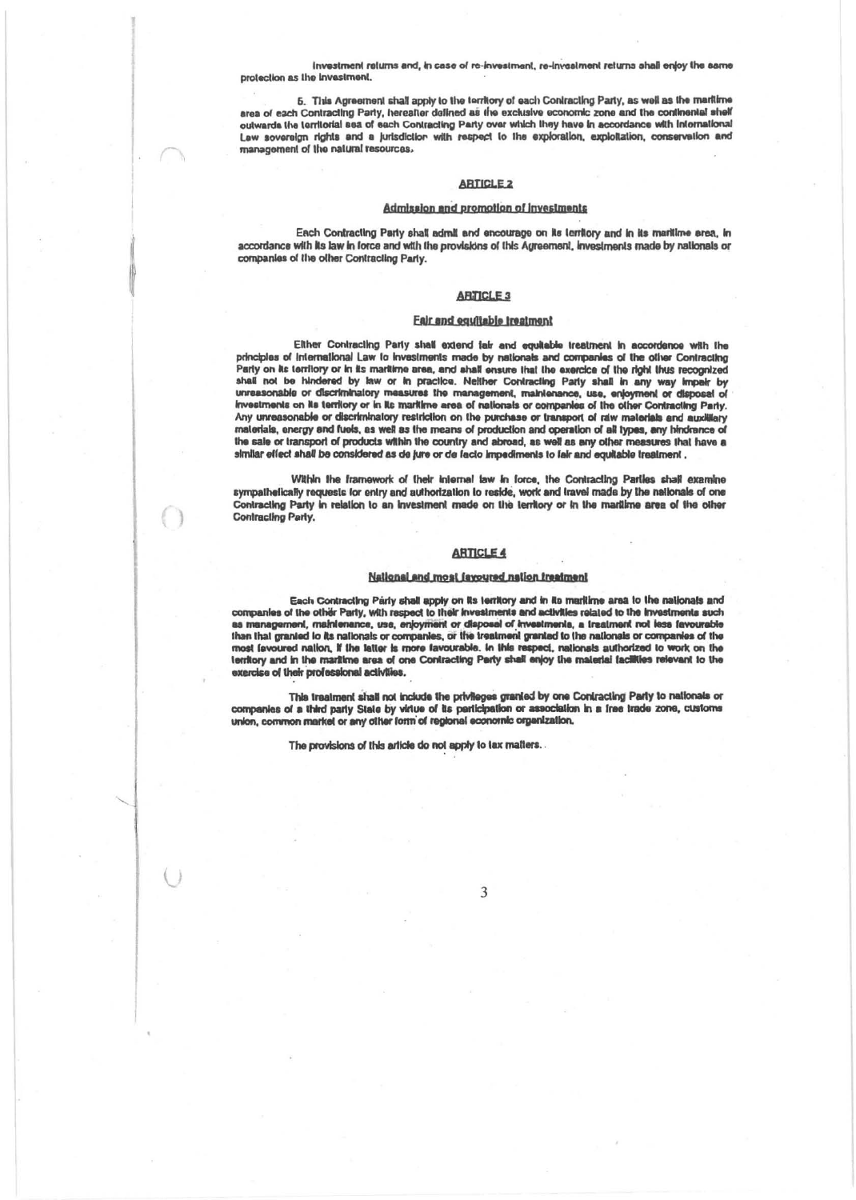investment returns and, in case of re-investment, re-investment returns shall enjoy the same protection as the investment.

5. This Agreement shall apply to the territory of each Contracting Party, as well as the maritime area of each Contracting Party, hereafter defined as the exclusive economic zone and the continental shelf outwards the territorial sea of each Contracting Party over which they have in accordance with International Law sovereign rights and a jurisdiction with respect to the exploration, exploitation, conservation and management of the natural resources.

## ARTICLE 2

### Admission and promotion of investments

Each Contracting Party shall admit and encourage on its territory and in its maritime area, in accordance with its law in force and with the provisions of this Agreement, investments made by nationals or companies of the other Contracting Party.

## ARTICLE 3

### Fair and equitable treatment

Either Contracting Party shall extend fair and equitable treatment in accordance with the principles of International Law to investments made by nationals and companies of the other Contracting Party on its territory or in its maritime area, and shall ensure that the exercice of the right thus recognized shall not be hindered by law or in practice. Neither Contracting Party shall in any way impair by unreasonable or discriminatory measures the management, maintenance, use, enjoyment or disposal of investments on its territory or in its maritime area of nationals or companies of the other Contracting Party. Any unreasonable or discriminatory restriction on the purchase or transport of raw materials and auxiliary materials, energy and fuels, as well as the means of production and operation of all types, any hindrance of the sale or transport of products within the country and abroad, as well as any other measures that have a similar effect shall be considered as de jure or de facto impediments to fair and equitable treatment.

Within the framework of their internal law in force, the Contracting Parties shall examine sympathetically requests for entry and authorization to reside, work and travel made by the nationals of one Contracting Party in relation to an investment made on the territory or in the maritime area of the other Contracting Party.

## ARTICLE 4

### National and most favoured nation treatment

Each Contracting Party shall apply on its territory and in its maritime area to the nationals and companies of the other Party, with respect to their investments and activities related to the investments such as management, maintenance, use, enjoyment or disposal of investments, a treatment not less favourable than that granted to its nationals or companies, or the treatment granted to the nationals or companies of the most favoured nation, if the latter is more favourable. In this respect, nationals authorized to work on the territory and in the maritime area of one Contracting Party shall enjoy the material facilities relevant to the exercise of their professional activities.

This treatment shall not include the privileges granted by one Contracting Party to nationals or companies of a third party State by virtue of its participation or association in a free trade zone, customs union, common market or any other form of regional economic organization.

The provisions of this article do not apply to tax matters.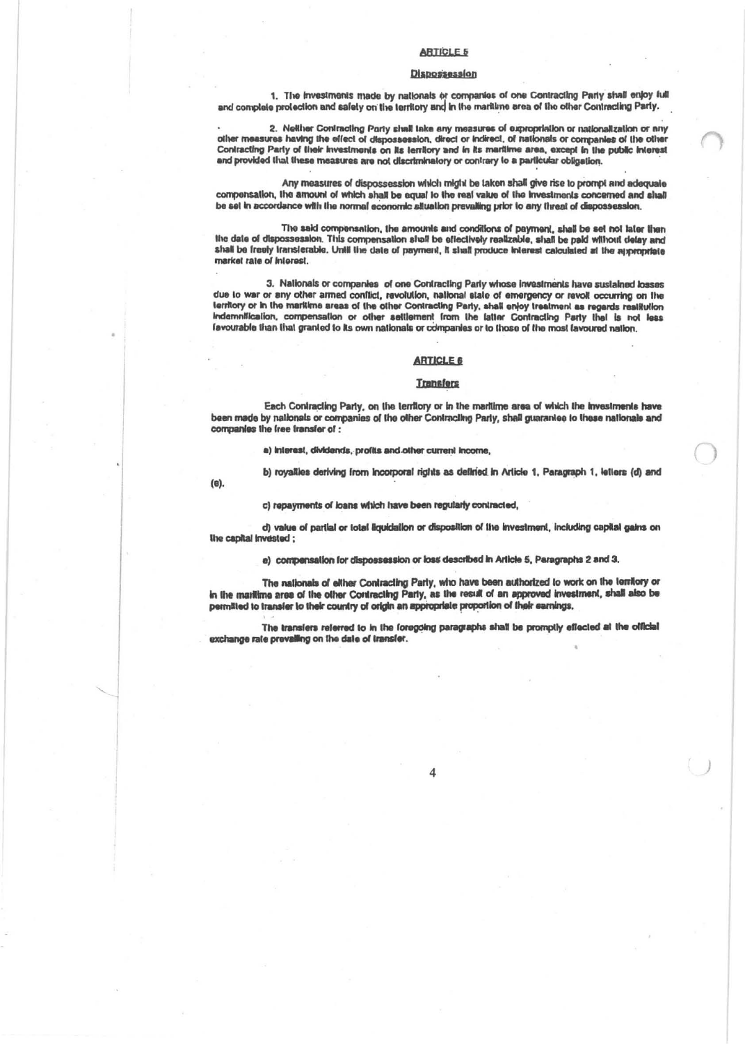## ARTICLE 5

### Dispossession

1. The investments made by nationals or companies of one Contracting Party shall enjoy full and complete protection and safety on the territory and in the maritime area of the other Contracting Party.

2. Neither Contracting Party shall take any measures of expropriation or nationalization or any other measures having the effect of dispossession, direct or indirect, of nationals or companies of the other Contracting Party of their investments on its territory and in its maritime area, except in the public interest and provided that these measures are not discriminatory or contrary to a particular obligation.

Any measures of dispossession which might be taken shall give rise to prompt and adequate compensation, the amount of which shall be equal to the real value of the investments concerned and shall be set in accordance with the normal economic situation prevailing prior to any threat of dispossession.

The said compensation, the amounts and conditions of payment, shall be set not later than the date of dispossession. This compensation shall be effectively realizable, shall be paid without delay and shall be freely transferable. Until the date of payment, it shall produce interest calculated at the appropriate market rate of interest.

3. Nationals or companies of one Contracting Party whose investments have sustained losses due to war or any other armed conflict, revolution, national state of emergency or revolt occurring on the territory or in the maritime areas of the other Contracting Party, shall enjoy treatment as regards restitution indemnification, compensation or other settlement from the latter Contracting Party that is not less favourable than that granted to its own nationals or companies or to those of the most favoured nation.

## ARTICLE 6

### Transfers

Each Contracting Party, on the territory or in the maritime area of which the investments have been made by nationals or companies of the other Contracting Party, shall guarantee to these nationals and companies the free transfer of :

a) interest, dividends, profits and other current income,

b) royalties deriving from incorporal rights as defined in Article 1, Paragraph 1, letters (d) and (e).

c) repayments of loans which have been regularly contracted,

d) value of partial or total liquidation or disposition of the investment, including capital gains on the capital invested ;

e) compensation for dispossession or loss described in Article 5, Paragraphs 2 and 3.

The nationals of either Contracting Party, who have been authorized to work on the territory or in the maritime area of the other Contracting Party, as the result of an approved investment, shall also be permitted to transfer to their country of origin an appropriate proportion of their earnings.

The transfers referred to in the foregoing paragraphs shall be promptly effected at the official exchange rate prevailing on the date of transfer.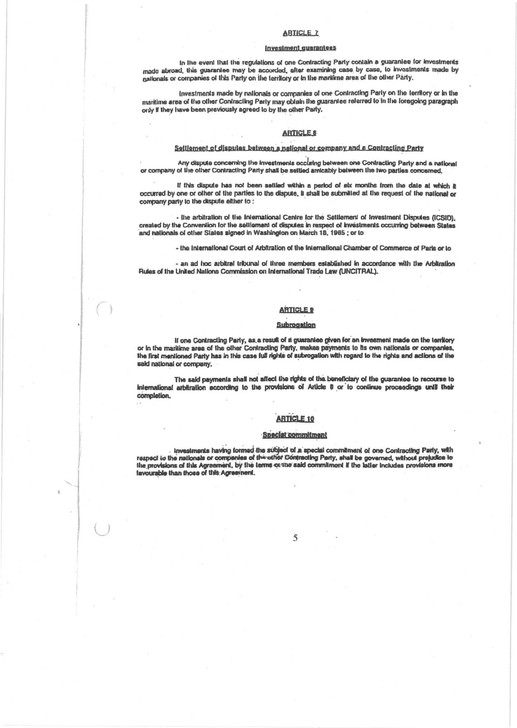## ARTICLE 7

### Investment guarantees

In the event that the regulations of one Contracting Party contain a guarantee for investments made abroad, this guarantee may be accorded, after examining case by case, to investments made by nationals or companies of this Party on the territory or in the maritime area of the other Party.

Investments made by nationals or companies of one Contracting Party on the territory or in the maritime area of the other Contracting Party may obtain the guarantee referred to in the foregoing paragraph only if they have been previously agreed to by the other Party.

## ARTICLE 8

### Settlement of disputes between a national or company and a Contracting Party

Any dispute concerning the investments occuring between one Contracting Party and a national or company of the other Contracting Party shall be settled amicably between the two parties concerned.

If this dispute has not been settled within a period of six months from the date at which it occurred by one or other of the parties to the dispute, it shall be submitted at the request of the national or company party to the dispute either to :

- the arbitration of the International Centre for the Settlement of Investment Disputes (ICSID), created by the Convention for the settlement of disputes in respect of investments occurring between States and nationals of other States signed in Washington on March 18, 1965 ; or to

- the International Court of Arbitration of the International Chamber of Commerce of Paris or to

- an ad hoc arbitral tribunal of three members established in accordance with the Arbitration Rules of the United Nations Commission on International Trade Law (UNCITRAL).

## ARTICLE 9

### Subrogation

If one Contracting Party, as a result of a guarantee given for an investment made on the territory or in the maritime area of the other Contracting Party, makes payments to its own nationals or companies, the first mentioned Party has in this case full rights of subrogation with regard to the rights and actions of the said national or company.

The said payments shall not affect the rights of the beneficiary of the guarantee to recourse to international arbitration according to the provisions of Article 8 or to continue proceedings until their completion.

## ARTICLE 10

### Special commitment

Investments having formed the subject of a special commitment of one Contracting Party, with respect to the nationals or companies of the other Contracting Party, shall be governed, without prejudice to the provisions of this Agreement, by the terms of the said commitment if the latter includes provisions more favourable than those of this Agreement.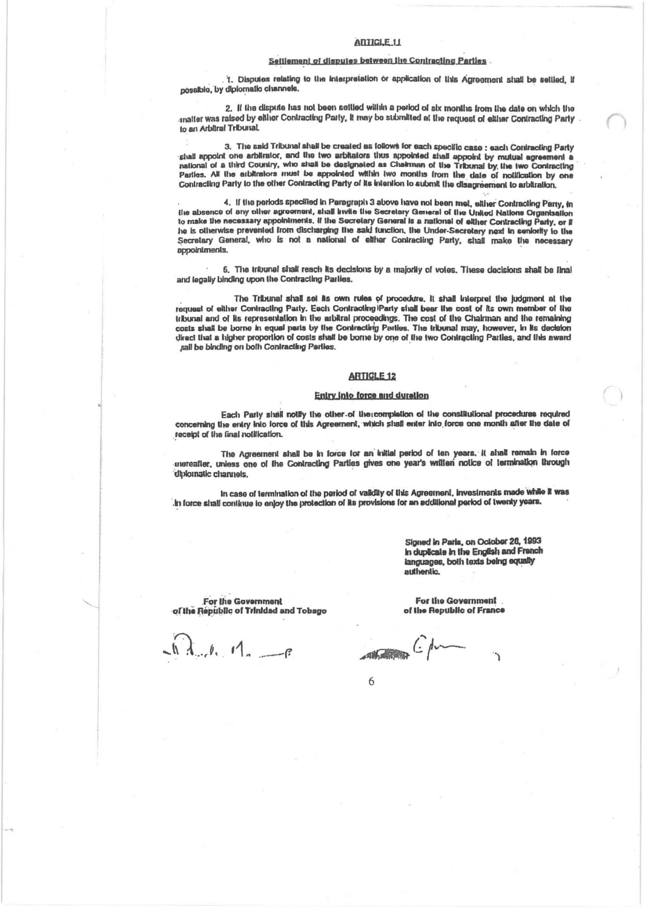## ARTICLE 11

### Settlement of disputes between the Contracting Parties

1. Disputes relating to the interpretation or application of this Agreement shall be settled, if possible, by diplomatic channels.

2. If the dispute has not been settled within a period of six months from the date on which the matter was raised by either Contracting Party, it may be submitted at the request of either Contracting Party to an Arbitral Tribunal.

3. The said Tribunal shall be created as follows for each specific case : each Contracting Party shall appoint one arbitrator, and the two arbitrators thus appointed shall appoint by mutual agreement a national of a third Country, who shall be designated as Chairman of the Tribunal by the two Contracting Parties. All the arbitrators must be appointed within two months from the date of notification by one Contracting Party to the other Contracting Party of its intention to submit the disagreement to arbitration.

4. If the periods specified in Paragraph 3 above have not been met, either Contracting Party, in the absence of any other agreement, shall invite the Secretary General of the United Nations Organisation to make the necessary appointments. If the Secretary General is a national of either Contracting Party, or if he is otherwise prevented from discharging the said function, the Under-Secretary next in seniority to the Secretary General, who is not a national of either Contracting Party, shall make the necessary appointments.

5. The tribunal shall reach its decisions by a majority of votes. These decisions shall be final and legally binding upon the Contracting Parties.

The Tribunal shall set its own rules of procedure. It shall interpret the judgment at the request of either Contracting Party. Each Contracting Party shall bear the cost of its own member of the tribunal and of its representation in the arbitral proceedings. The cost of the Chairman and the remaining costs shall be borne in equal parts by the Contracting Parties. The tribunal may, however, in its decision direct that a higher proportion of costs shall be borne by one of the two Contracting Parties, and this award shall be binding on both Contracting Parties.

## ARTICLE 12

### Entry into force and duration

Each Party shall notify the other of the completion of the constitutional procedures required concerning the entry into force of this Agreement, which shall enter into force one month after the date of receipt of the final notification.

The Agreement shall be in force for an initial period of ten years. It shall remain in force thereafter, unless one of the Contracting Parties gives one year's written notice of termination through diplomatic channels.

In case of termination of the period of validity of this Agreement, investments made while it was in force shall continue to enjoy the protection of its provisions for an additional period of twenty years.

Signed in Paris, on October 28, 1993 in duplicate in the English and French languages, both texts being equally authentic.

| | |
|---|---|
| For the Government of the Republic of Trinidad and Tobago | For the Government of the Republic of France |